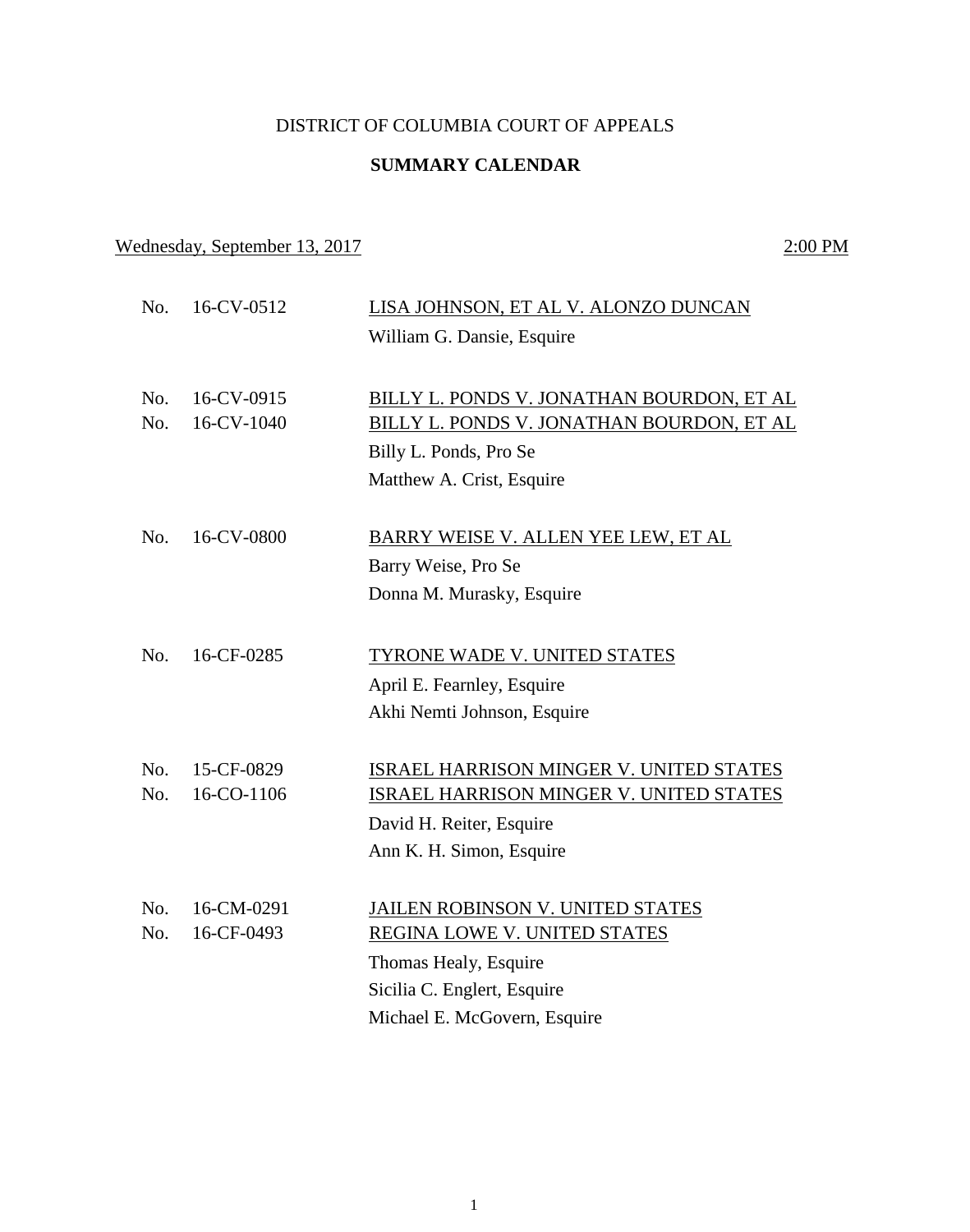DISTRICT OF COLUMBIA COURT OF APPEALS

**SUMMARY CALENDAR**

Wednesday, September 13, 2017 2:00 PM

No. 16-CV-0512 LISA JOHNSON, ET AL V. ALONZO DUNCAN
William G. Dansie, Esquire

No. 16-CV-0915 BILLY L. PONDS V. JONATHAN BOURDON, ET AL
No. 16-CV-1040 BILLY L. PONDS V. JONATHAN BOURDON, ET AL
Billy L. Ponds, Pro Se
Matthew A. Crist, Esquire

No. 16-CV-0800 BARRY WEISE V. ALLEN YEE LEW, ET AL
Barry Weise, Pro Se
Donna M. Murasky, Esquire

No. 16-CF-0285 TYRONE WADE V. UNITED STATES
April E. Fearnley, Esquire
Akhi Nemti Johnson, Esquire

No. 15-CF-0829 ISRAEL HARRISON MINGER V. UNITED STATES
No. 16-CO-1106 ISRAEL HARRISON MINGER V. UNITED STATES
David H. Reiter, Esquire
Ann K. H. Simon, Esquire

No. 16-CM-0291 JAILEN ROBINSON V. UNITED STATES
No. 16-CF-0493 REGINA LOWE V. UNITED STATES
Thomas Healy, Esquire
Sicilia C. Englert, Esquire
Michael E. McGovern, Esquire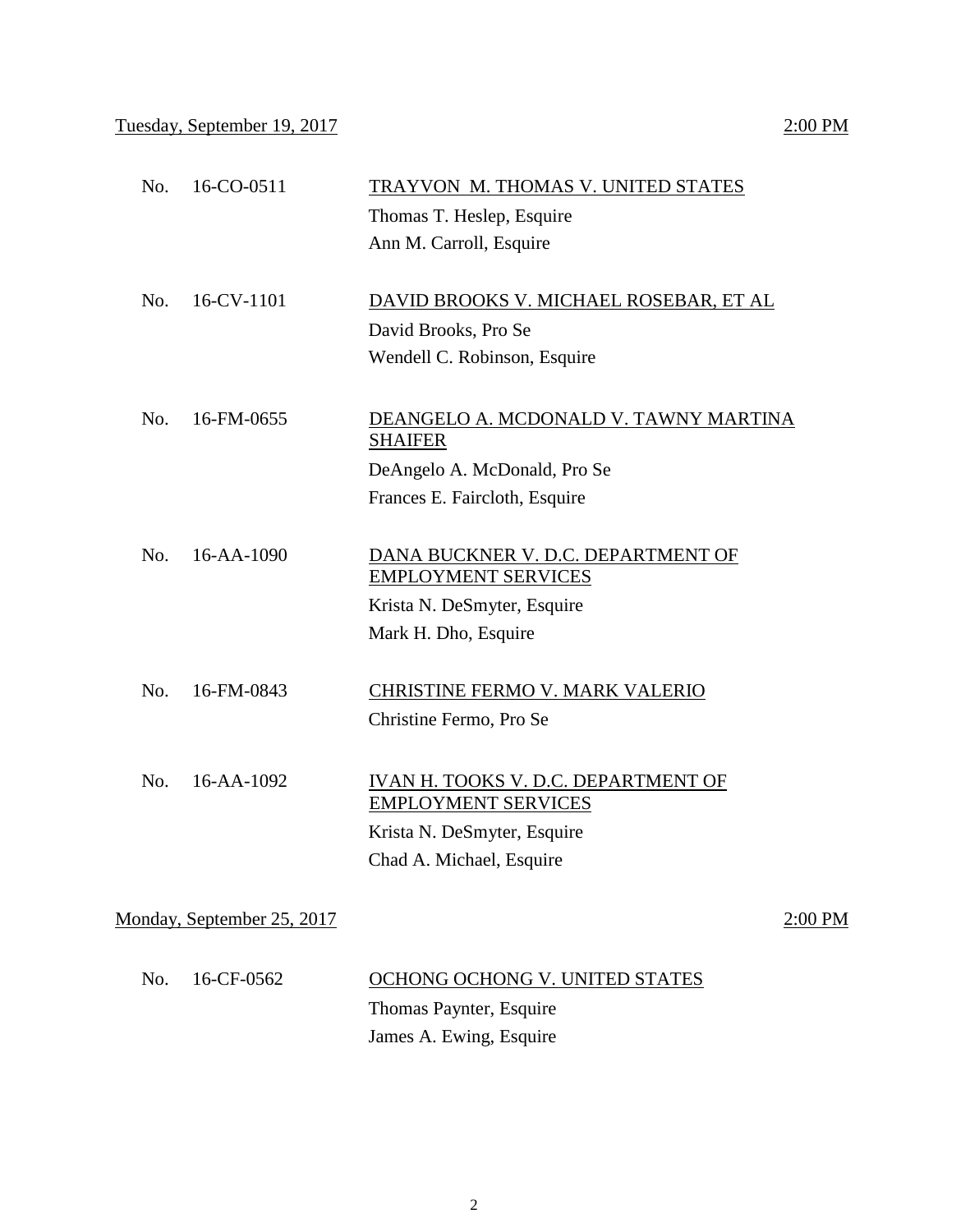<u>Tuesday, September 19, 2017</u> <u>2:00 PM</u>

No. 16-CO-0511 <u>TRAYVON M. THOMAS V. UNITED STATES</u>
Thomas T. Heslep, Esquire
Ann M. Carroll, Esquire

No. 16-CV-1101 <u>DAVID BROOKS V. MICHAEL ROSEBAR, ET AL</u>
David Brooks, Pro Se
Wendell C. Robinson, Esquire

No. 16-FM-0655 <u>DEANGELO A. MCDONALD V. TAWNY MARTINA SHAIFER</u>
DeAngelo A. McDonald, Pro Se
Frances E. Faircloth, Esquire

No. 16-AA-1090 <u>DANA BUCKNER V. D.C. DEPARTMENT OF EMPLOYMENT SERVICES</u>
Krista N. DeSmyter, Esquire
Mark H. Dho, Esquire

No. 16-FM-0843 <u>CHRISTINE FERMO V. MARK VALERIO</u>
Christine Fermo, Pro Se

No. 16-AA-1092 <u>IVAN H. TOOKS V. D.C. DEPARTMENT OF EMPLOYMENT SERVICES</u>
Krista N. DeSmyter, Esquire
Chad A. Michael, Esquire

<u>Monday, September 25, 2017</u> <u>2:00 PM</u>

No. 16-CF-0562 <u>OCHONG OCHONG V. UNITED STATES</u>
Thomas Paynter, Esquire
James A. Ewing, Esquire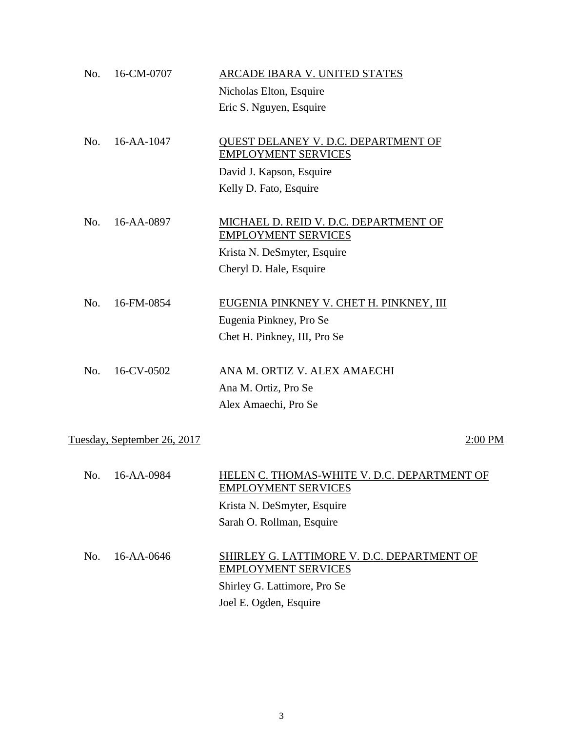No. 16-CM-0707 ARCADE IBARA V. UNITED STATES

Nicholas Elton, Esquire

Eric S. Nguyen, Esquire

No. 16-AA-1047 QUEST DELANEY V. D.C. DEPARTMENT OF EMPLOYMENT SERVICES

David J. Kapson, Esquire

Kelly D. Fato, Esquire

No. 16-AA-0897 MICHAEL D. REID V. D.C. DEPARTMENT OF EMPLOYMENT SERVICES

Krista N. DeSmyter, Esquire

Cheryl D. Hale, Esquire

No. 16-FM-0854 EUGENIA PINKNEY V. CHET H. PINKNEY, III

Eugenia Pinkney, Pro Se

Chet H. Pinkney, III, Pro Se

No. 16-CV-0502 ANA M. ORTIZ V. ALEX AMAECHI

Ana M. Ortiz, Pro Se

Alex Amaechi, Pro Se

Tuesday, September 26, 2017 2:00 PM

No. 16-AA-0984 HELEN C. THOMAS-WHITE V. D.C. DEPARTMENT OF EMPLOYMENT SERVICES

Krista N. DeSmyter, Esquire

Sarah O. Rollman, Esquire

No. 16-AA-0646 SHIRLEY G. LATTIMORE V. D.C. DEPARTMENT OF EMPLOYMENT SERVICES

Shirley G. Lattimore, Pro Se

Joel E. Ogden, Esquire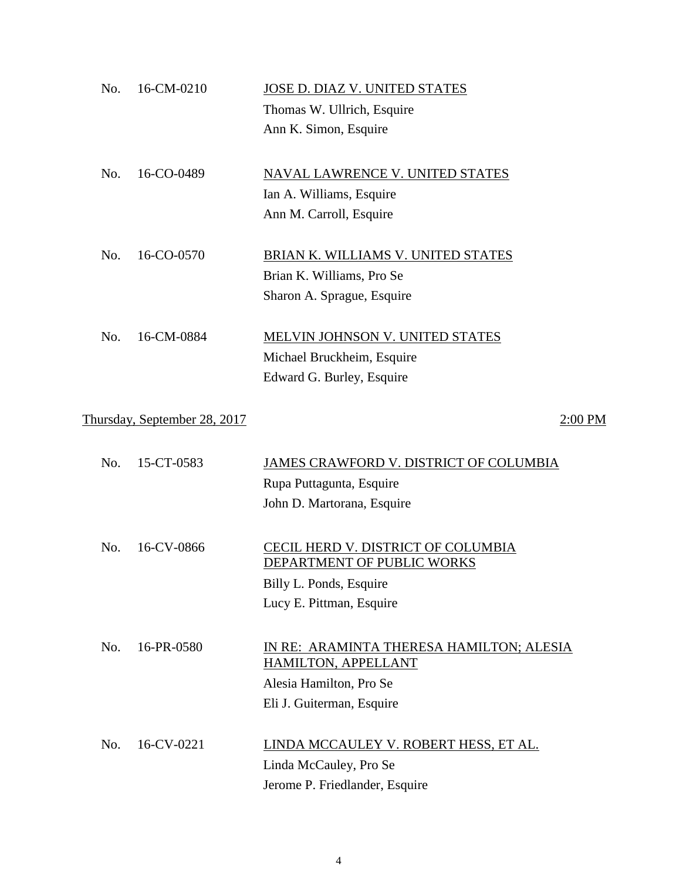No. 16-CM-0210 <u>JOSE D. DIAZ V. UNITED STATES</u>
Thomas W. Ullrich, Esquire
Ann K. Simon, Esquire

No. 16-CO-0489 <u>NAVAL LAWRENCE V. UNITED STATES</u>
Ian A. Williams, Esquire
Ann M. Carroll, Esquire

No. 16-CO-0570 <u>BRIAN K. WILLIAMS V. UNITED STATES</u>
Brian K. Williams, Pro Se
Sharon A. Sprague, Esquire

No. 16-CM-0884 <u>MELVIN JOHNSON V. UNITED STATES</u>
Michael Bruckheim, Esquire
Edward G. Burley, Esquire

<u>Thursday, September 28, 2017</u> <u>2:00 PM</u>

No. 15-CT-0583 <u>JAMES CRAWFORD V. DISTRICT OF COLUMBIA</u>
Rupa Puttagunta, Esquire
John D. Martorana, Esquire

No. 16-CV-0866 <u>CECIL HERD V. DISTRICT OF COLUMBIA DEPARTMENT OF PUBLIC WORKS</u>
Billy L. Ponds, Esquire
Lucy E. Pittman, Esquire

No. 16-PR-0580 <u>IN RE: ARAMINTA THERESA HAMILTON; ALESIA HAMILTON, APPELLANT</u>
Alesia Hamilton, Pro Se
Eli J. Guiterman, Esquire

No. 16-CV-0221 <u>LINDA MCCAULEY V. ROBERT HESS, ET AL.</u>
Linda McCauley, Pro Se
Jerome P. Friedlander, Esquire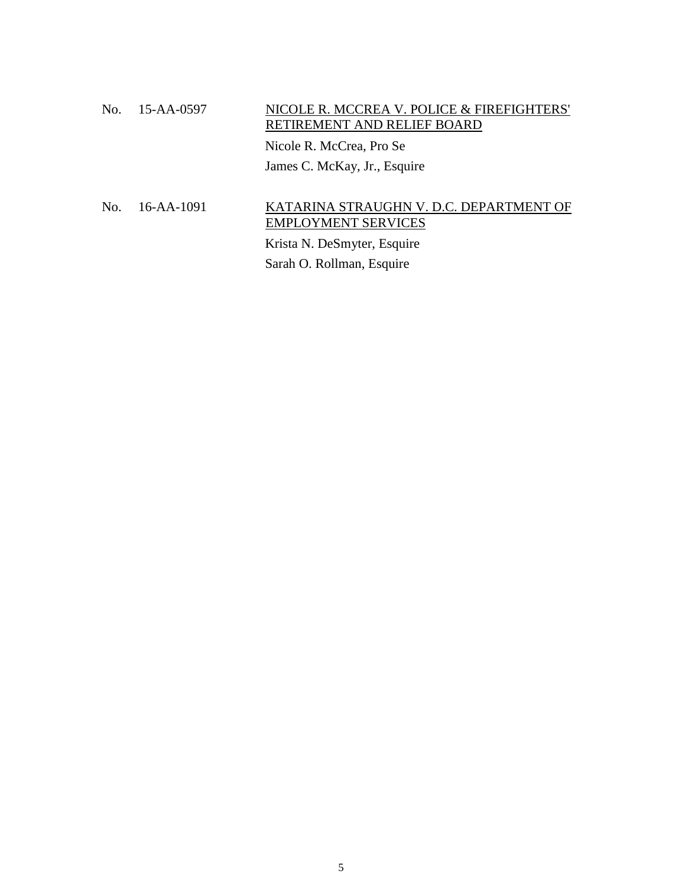No. 15-AA-0597 <u>NICOLE R. MCCREA V. POLICE & FIREFIGHTERS' RETIREMENT AND RELIEF BOARD</u>

Nicole R. McCrea, Pro Se

James C. McKay, Jr., Esquire

No. 16-AA-1091 <u>KATARINA STRAUGHN V. D.C. DEPARTMENT OF EMPLOYMENT SERVICES</u>

Krista N. DeSmyter, Esquire

Sarah O. Rollman, Esquire